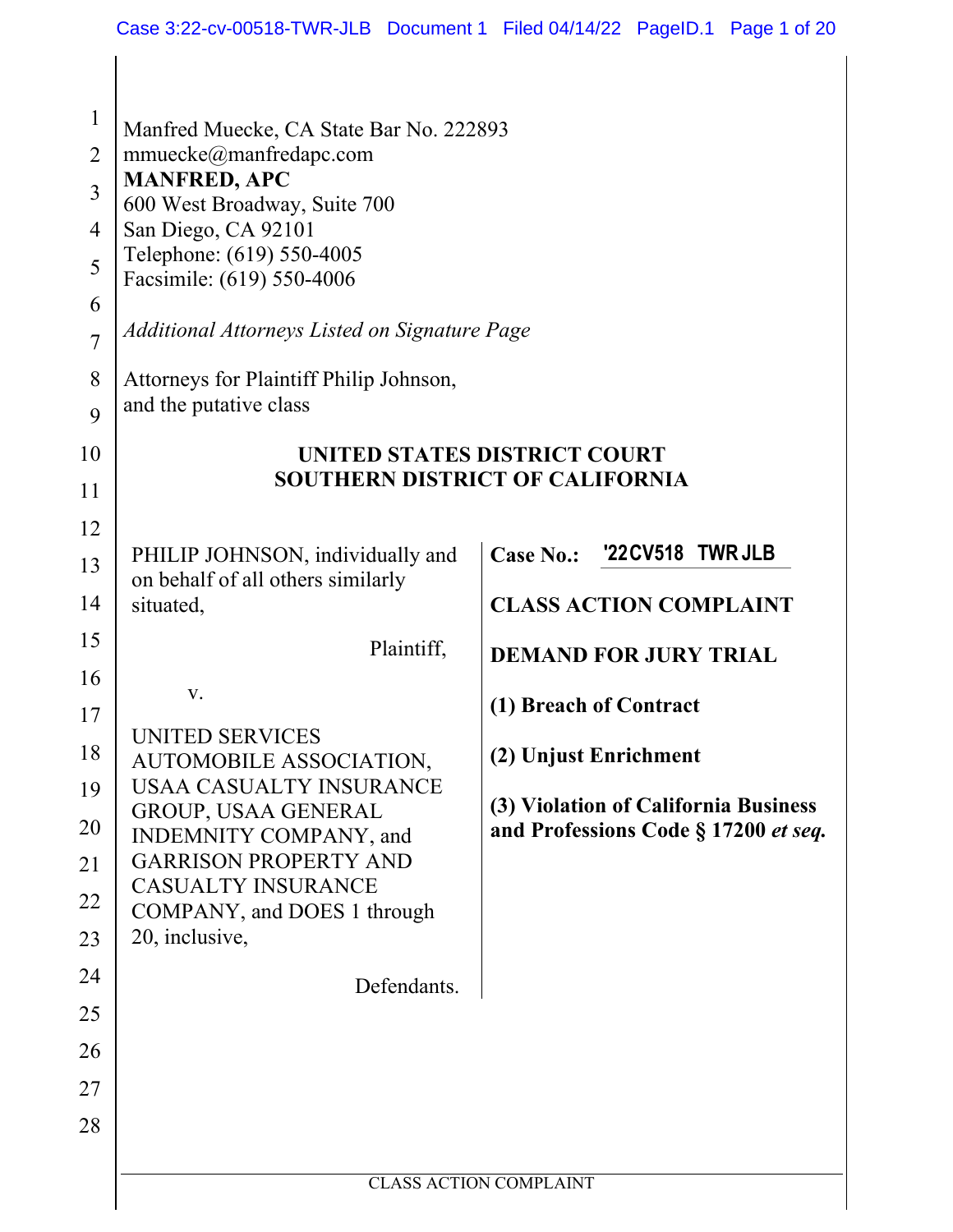Manfred Muecke, CA State Bar No. 222893
mmuecke@manfredapc.com
**MANFRED, APC**
600 West Broadway, Suite 700
San Diego, CA 92101
Telephone: (619) 550-4005
Facsimile: (619) 550-4006

*Additional Attorneys Listed on Signature Page*

Attorneys for Plaintiff Philip Johnson,
and the putative class

**UNITED STATES DISTRICT COURT**
**SOUTHERN DISTRICT OF CALIFORNIA**

PHILIP JOHNSON, individually and on behalf of all others similarly situated,

Plaintiff,

v.

UNITED SERVICES AUTOMOBILE ASSOCIATION, USAA CASUALTY INSURANCE GROUP, USAA GENERAL INDEMNITY COMPANY, and GARRISON PROPERTY AND CASUALTY INSURANCE COMPANY, and DOES 1 through 20, inclusive,

Defendants.

**Case No.:** '22CV518 TWR JLB

**CLASS ACTION COMPLAINT**

**DEMAND FOR JURY TRIAL**

**(1) Breach of Contract**

**(2) Unjust Enrichment**

**(3) Violation of California Business and Professions Code § 17200 *et seq.***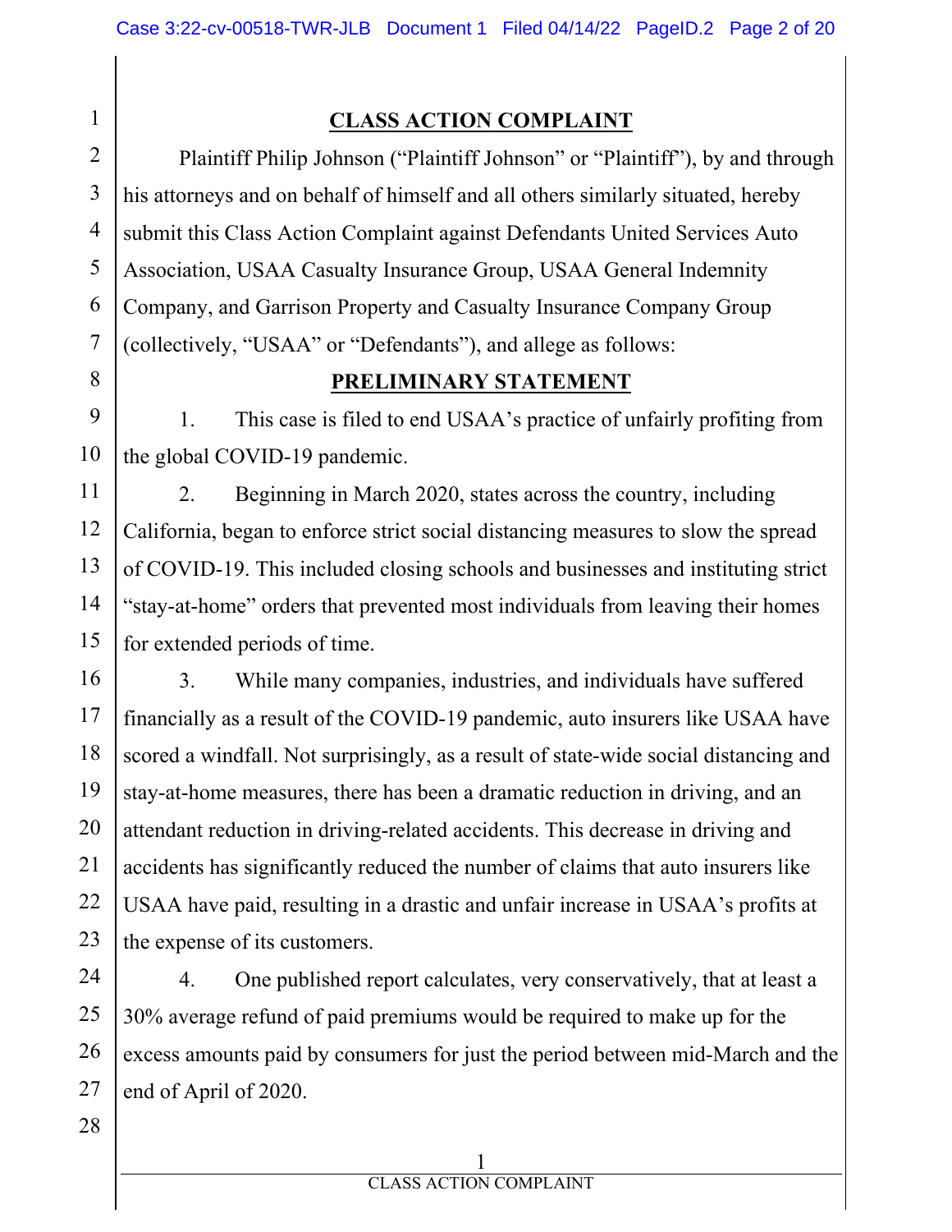# CLASS ACTION COMPLAINT

Plaintiff Philip Johnson ("Plaintiff Johnson" or "Plaintiff"), by and through his attorneys and on behalf of himself and all others similarly situated, hereby submit this Class Action Complaint against Defendants United Services Auto Association, USAA Casualty Insurance Group, USAA General Indemnity Company, and Garrison Property and Casualty Insurance Company Group (collectively, "USAA" or "Defendants"), and allege as follows:

## PRELIMINARY STATEMENT

1. This case is filed to end USAA's practice of unfairly profiting from the global COVID-19 pandemic.

2. Beginning in March 2020, states across the country, including California, began to enforce strict social distancing measures to slow the spread of COVID-19. This included closing schools and businesses and instituting strict "stay-at-home" orders that prevented most individuals from leaving their homes for extended periods of time.

3. While many companies, industries, and individuals have suffered financially as a result of the COVID-19 pandemic, auto insurers like USAA have scored a windfall. Not surprisingly, as a result of state-wide social distancing and stay-at-home measures, there has been a dramatic reduction in driving, and an attendant reduction in driving-related accidents. This decrease in driving and accidents has significantly reduced the number of claims that auto insurers like USAA have paid, resulting in a drastic and unfair increase in USAA's profits at the expense of its customers.

4. One published report calculates, very conservatively, that at least a 30% average refund of paid premiums would be required to make up for the excess amounts paid by consumers for just the period between mid-March and the end of April of 2020.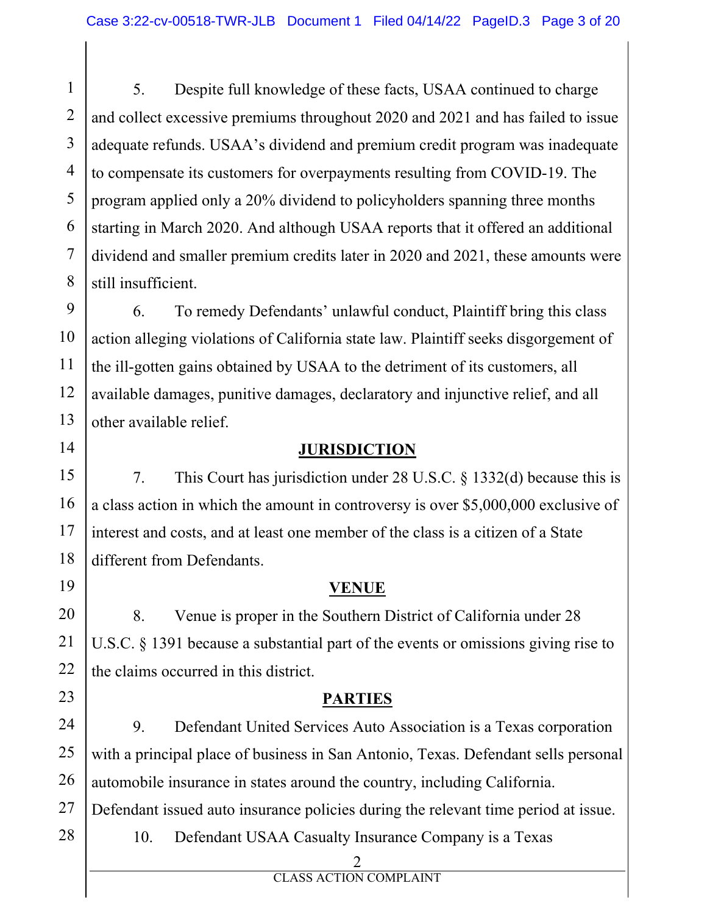5. Despite full knowledge of these facts, USAA continued to charge and collect excessive premiums throughout 2020 and 2021 and has failed to issue adequate refunds. USAA's dividend and premium credit program was inadequate to compensate its customers for overpayments resulting from COVID-19. The program applied only a 20% dividend to policyholders spanning three months starting in March 2020. And although USAA reports that it offered an additional dividend and smaller premium credits later in 2020 and 2021, these amounts were still insufficient.

6. To remedy Defendants' unlawful conduct, Plaintiff bring this class action alleging violations of California state law. Plaintiff seeks disgorgement of the ill-gotten gains obtained by USAA to the detriment of its customers, all available damages, punitive damages, declaratory and injunctive relief, and all other available relief.

## JURISDICTION

7. This Court has jurisdiction under 28 U.S.C. § 1332(d) because this is a class action in which the amount in controversy is over $5,000,000 exclusive of interest and costs, and at least one member of the class is a citizen of a State different from Defendants.

## VENUE

8. Venue is proper in the Southern District of California under 28 U.S.C. § 1391 because a substantial part of the events or omissions giving rise to the claims occurred in this district.

## PARTIES

9. Defendant United Services Auto Association is a Texas corporation with a principal place of business in San Antonio, Texas. Defendant sells personal automobile insurance in states around the country, including California. Defendant issued auto insurance policies during the relevant time period at issue.

10. Defendant USAA Casualty Insurance Company is a Texas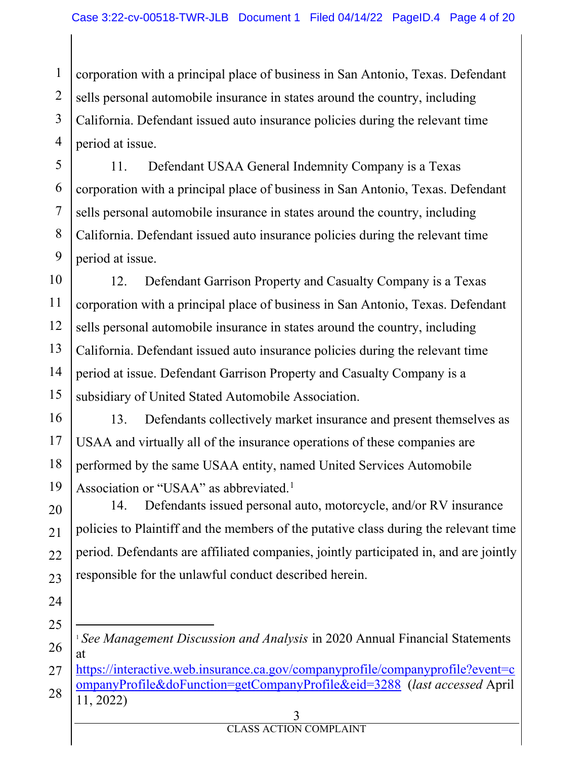corporation with a principal place of business in San Antonio, Texas. Defendant sells personal automobile insurance in states around the country, including California. Defendant issued auto insurance policies during the relevant time period at issue.

11. Defendant USAA General Indemnity Company is a Texas corporation with a principal place of business in San Antonio, Texas. Defendant sells personal automobile insurance in states around the country, including California. Defendant issued auto insurance policies during the relevant time period at issue.

12. Defendant Garrison Property and Casualty Company is a Texas corporation with a principal place of business in San Antonio, Texas. Defendant sells personal automobile insurance in states around the country, including California. Defendant issued auto insurance policies during the relevant time period at issue. Defendant Garrison Property and Casualty Company is a subsidiary of United Stated Automobile Association.

13. Defendants collectively market insurance and present themselves as USAA and virtually all of the insurance operations of these companies are performed by the same USAA entity, named United Services Automobile Association or "USAA" as abbreviated.[1]

14. Defendants issued personal auto, motorcycle, and/or RV insurance policies to Plaintiff and the members of the putative class during the relevant time period. Defendants are affiliated companies, jointly participated in, and are jointly responsible for the unlawful conduct described herein.

---

[1] *See Management Discussion and Analysis* in 2020 Annual Financial Statements at https://interactive.web.insurance.ca.gov/companyprofile/companyprofile?event=companyProfile&doFunction=getCompanyProfile&eid=3288 (*last accessed* April 11, 2022)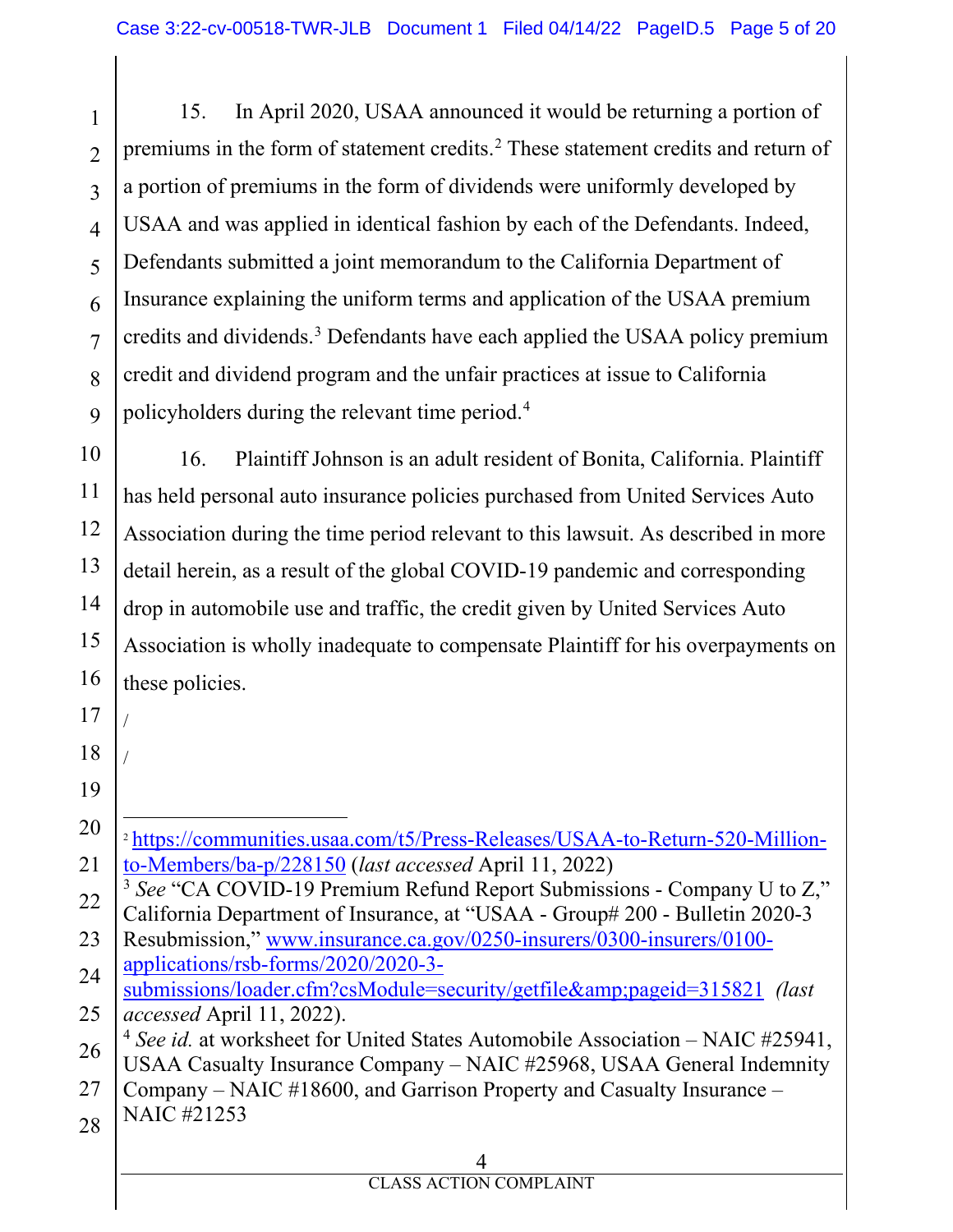15. In April 2020, USAA announced it would be returning a portion of premiums in the form of statement credits.[2] These statement credits and return of a portion of premiums in the form of dividends were uniformly developed by USAA and was applied in identical fashion by each of the Defendants. Indeed, Defendants submitted a joint memorandum to the California Department of Insurance explaining the uniform terms and application of the USAA premium credits and dividends.[3] Defendants have each applied the USAA policy premium credit and dividend program and the unfair practices at issue to California policyholders during the relevant time period.[4]

16. Plaintiff Johnson is an adult resident of Bonita, California. Plaintiff has held personal auto insurance policies purchased from United Services Auto Association during the time period relevant to this lawsuit. As described in more detail herein, as a result of the global COVID-19 pandemic and corresponding drop in automobile use and traffic, the credit given by United Services Auto Association is wholly inadequate to compensate Plaintiff for his overpayments on these policies.

/

/

---

[2] https://communities.usaa.com/t5/Press-Releases/USAA-to-Return-520-Million-to-Members/ba-p/228150 (*last accessed* April 11, 2022)

[3] *See* "CA COVID-19 Premium Refund Report Submissions - Company U to Z," California Department of Insurance, at "USAA - Group# 200 - Bulletin 2020-3 Resubmission," www.insurance.ca.gov/0250-insurers/0300-insurers/0100-applications/rsb-forms/2020/2020-3-submissions/loader.cfm?csModule=security/getfile&amp;pageid=315821 *(last accessed* April 11, 2022).

[4] *See id.* at worksheet for United States Automobile Association – NAIC #25941, USAA Casualty Insurance Company – NAIC #25968, USAA General Indemnity Company – NAIC #18600, and Garrison Property and Casualty Insurance – NAIC #21253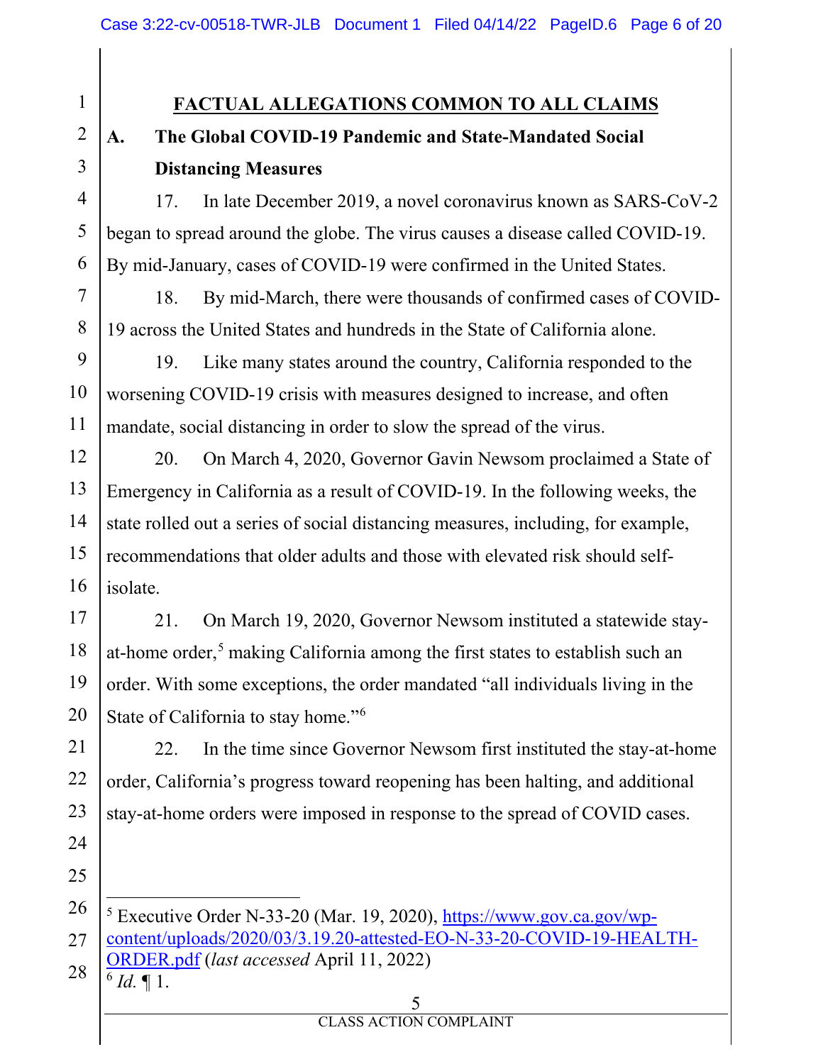## FACTUAL ALLEGATIONS COMMON TO ALL CLAIMS

### A. The Global COVID-19 Pandemic and State-Mandated Social Distancing Measures

17. In late December 2019, a novel coronavirus known as SARS-CoV-2 began to spread around the globe. The virus causes a disease called COVID-19. By mid-January, cases of COVID-19 were confirmed in the United States.

18. By mid-March, there were thousands of confirmed cases of COVID-19 across the United States and hundreds in the State of California alone.

19. Like many states around the country, California responded to the worsening COVID-19 crisis with measures designed to increase, and often mandate, social distancing in order to slow the spread of the virus.

20. On March 4, 2020, Governor Gavin Newsom proclaimed a State of Emergency in California as a result of COVID-19. In the following weeks, the state rolled out a series of social distancing measures, including, for example, recommendations that older adults and those with elevated risk should self-isolate.

21. On March 19, 2020, Governor Newsom instituted a statewide stay-at-home order,[5] making California among the first states to establish such an order. With some exceptions, the order mandated "all individuals living in the State of California to stay home."[6]

22. In the time since Governor Newsom first instituted the stay-at-home order, California's progress toward reopening has been halting, and additional stay-at-home orders were imposed in response to the spread of COVID cases.

---

[5] Executive Order N-33-20 (Mar. 19, 2020), https://www.gov.ca.gov/wp-content/uploads/2020/03/3.19.20-attested-EO-N-33-20-COVID-19-HEALTH-ORDER.pdf (*last accessed* April 11, 2022)

[6] *Id.* ¶ 1.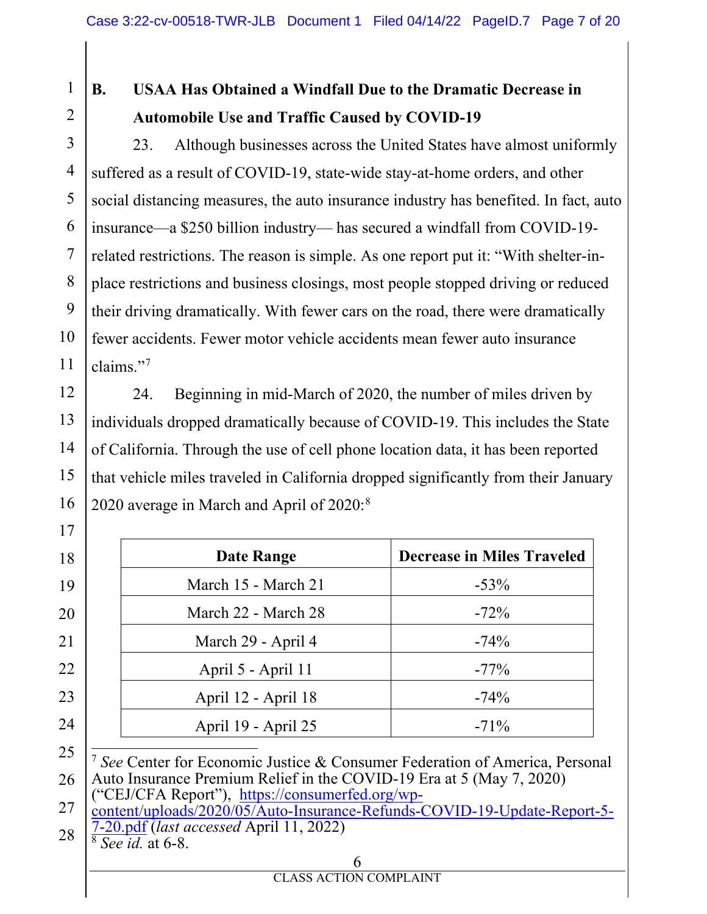### B. USAA Has Obtained a Windfall Due to the Dramatic Decrease in Automobile Use and Traffic Caused by COVID-19

23. Although businesses across the United States have almost uniformly suffered as a result of COVID-19, state-wide stay-at-home orders, and other social distancing measures, the auto insurance industry has benefited. In fact, auto insurance—a $250 billion industry— has secured a windfall from COVID-19-related restrictions. The reason is simple. As one report put it: "With shelter-in-place restrictions and business closings, most people stopped driving or reduced their driving dramatically. With fewer cars on the road, there were dramatically fewer accidents. Fewer motor vehicle accidents mean fewer auto insurance claims."[7]

24. Beginning in mid-March of 2020, the number of miles driven by individuals dropped dramatically because of COVID-19. This includes the State of California. Through the use of cell phone location data, it has been reported that vehicle miles traveled in California dropped significantly from their January 2020 average in March and April of 2020:[8]

| Date Range | Decrease in Miles Traveled |
|---|---|
| March 15 - March 21 | -53% |
| March 22 - March 28 | -72% |
| March 29 - April 4 | -74% |
| April 5 - April 11 | -77% |
| April 12 - April 18 | -74% |
| April 19 - April 25 | -71% |

---

[7] *See* Center for Economic Justice & Consumer Federation of America, Personal Auto Insurance Premium Relief in the COVID-19 Era at 5 (May 7, 2020) ("CEJ/CFA Report"), https://consumerfed.org/wp-content/uploads/2020/05/Auto-Insurance-Refunds-COVID-19-Update-Report-5-7-20.pdf (*last accessed* April 11, 2022)

[8] *See id.* at 6-8.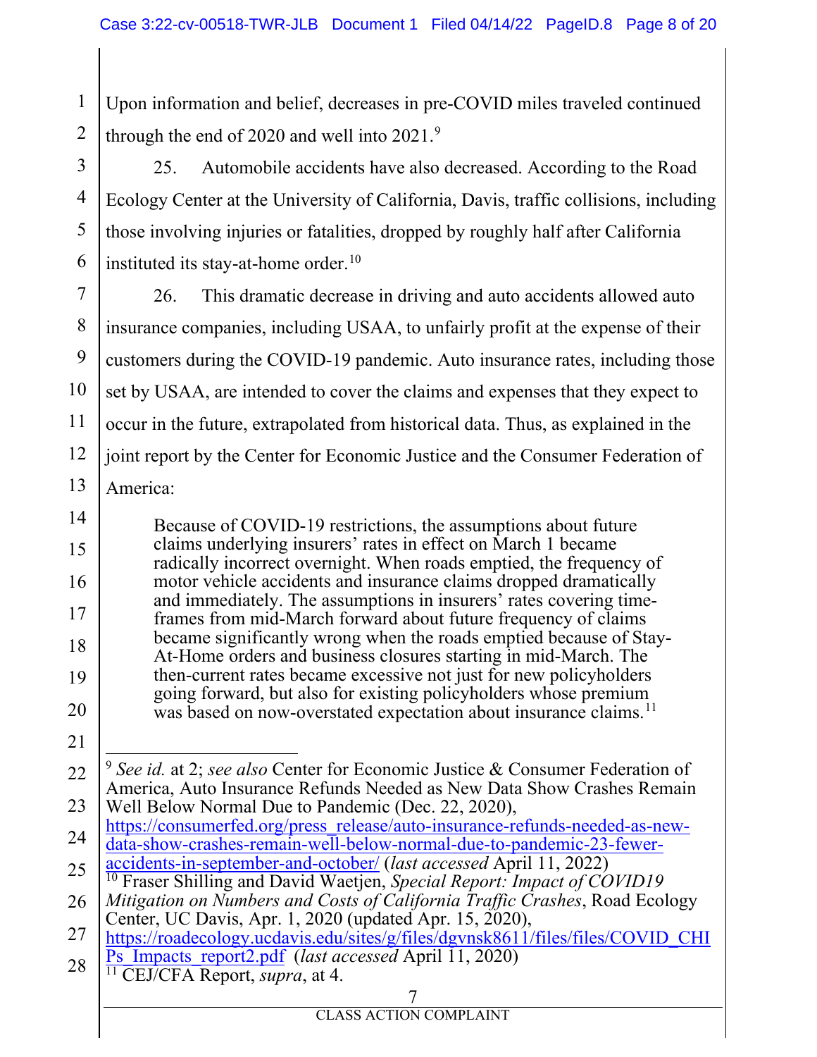Upon information and belief, decreases in pre-COVID miles traveled continued through the end of 2020 and well into 2021.[9]

25. Automobile accidents have also decreased. According to the Road Ecology Center at the University of California, Davis, traffic collisions, including those involving injuries or fatalities, dropped by roughly half after California instituted its stay-at-home order.[10]

26. This dramatic decrease in driving and auto accidents allowed auto insurance companies, including USAA, to unfairly profit at the expense of their customers during the COVID-19 pandemic. Auto insurance rates, including those set by USAA, are intended to cover the claims and expenses that they expect to occur in the future, extrapolated from historical data. Thus, as explained in the joint report by the Center for Economic Justice and the Consumer Federation of America:

> Because of COVID-19 restrictions, the assumptions about future claims underlying insurers' rates in effect on March 1 became radically incorrect overnight. When roads emptied, the frequency of motor vehicle accidents and insurance claims dropped dramatically and immediately. The assumptions in insurers' rates covering time-frames from mid-March forward about future frequency of claims became significantly wrong when the roads emptied because of Stay-At-Home orders and business closures starting in mid-March. The then-current rates became excessive not just for new policyholders going forward, but also for existing policyholders whose premium was based on now-overstated expectation about insurance claims.[11]

---

[9] *See id.* at 2; *see also* Center for Economic Justice & Consumer Federation of America, Auto Insurance Refunds Needed as New Data Show Crashes Remain Well Below Normal Due to Pandemic (Dec. 22, 2020), https://consumerfed.org/press_release/auto-insurance-refunds-needed-as-new-data-show-crashes-remain-well-below-normal-due-to-pandemic-23-fewer-accidents-in-september-and-october/ (*last accessed* April 11, 2022)

[10] Fraser Shilling and David Waetjen, *Special Report: Impact of COVID19 Mitigation on Numbers and Costs of California Traffic Crashes*, Road Ecology Center, UC Davis, Apr. 1, 2020 (updated Apr. 15, 2020), https://roadecology.ucdavis.edu/sites/g/files/dgvnsk8611/files/files/COVID_CHIPs_Impacts_report2.pdf (*last accessed* April 11, 2020)

[11] CEJ/CFA Report, *supra*, at 4.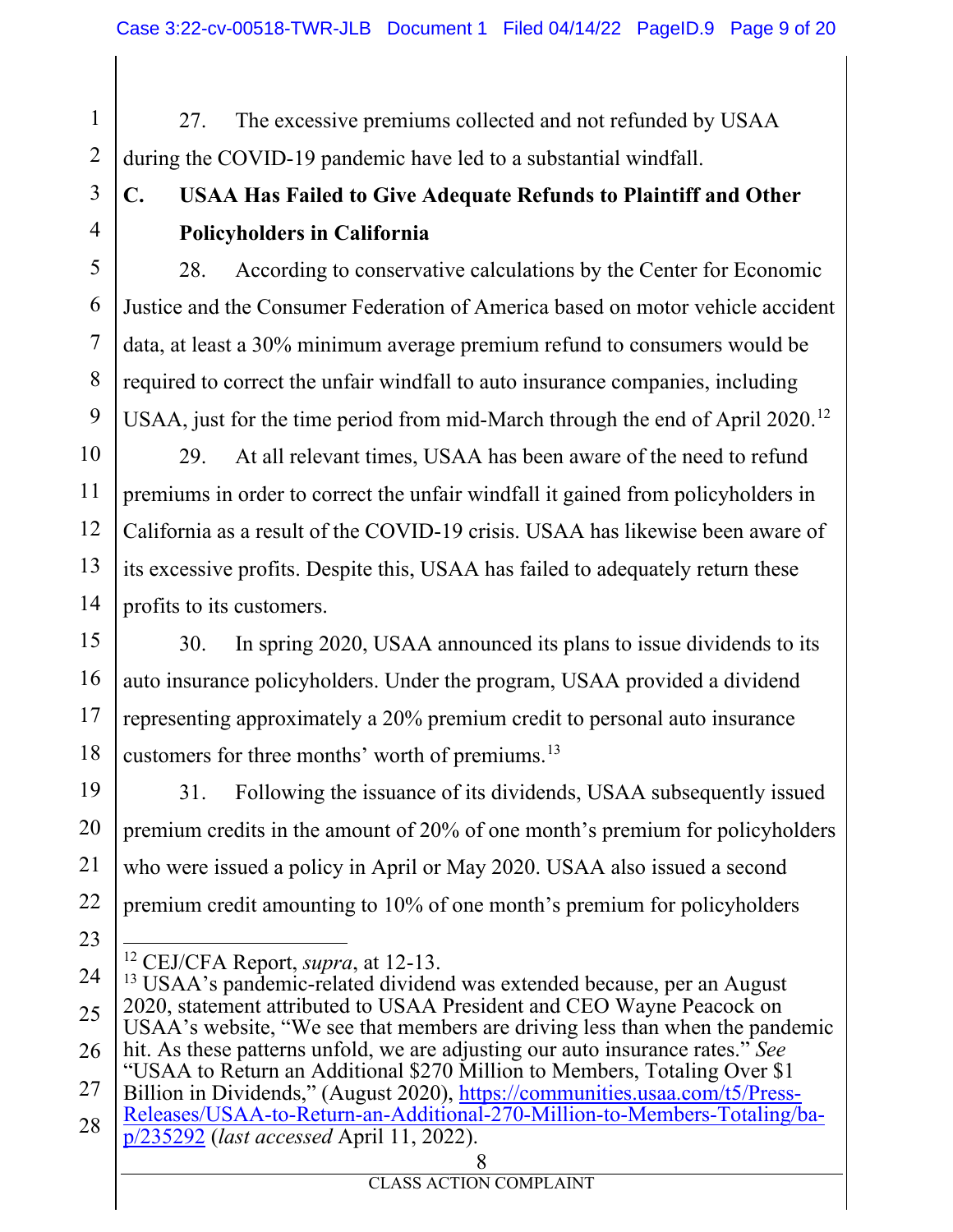27. The excessive premiums collected and not refunded by USAA during the COVID-19 pandemic have led to a substantial windfall.

## C. USAA Has Failed to Give Adequate Refunds to Plaintiff and Other Policyholders in California

28. According to conservative calculations by the Center for Economic Justice and the Consumer Federation of America based on motor vehicle accident data, at least a 30% minimum average premium refund to consumers would be required to correct the unfair windfall to auto insurance companies, including USAA, just for the time period from mid-March through the end of April 2020.[12]

29. At all relevant times, USAA has been aware of the need to refund premiums in order to correct the unfair windfall it gained from policyholders in California as a result of the COVID-19 crisis. USAA has likewise been aware of its excessive profits. Despite this, USAA has failed to adequately return these profits to its customers.

30. In spring 2020, USAA announced its plans to issue dividends to its auto insurance policyholders. Under the program, USAA provided a dividend representing approximately a 20% premium credit to personal auto insurance customers for three months' worth of premiums.[13]

31. Following the issuance of its dividends, USAA subsequently issued premium credits in the amount of 20% of one month's premium for policyholders who were issued a policy in April or May 2020. USAA also issued a second premium credit amounting to 10% of one month's premium for policyholders

---

[12] CEJ/CFA Report, *supra*, at 12-13.

[13] USAA's pandemic-related dividend was extended because, per an August 2020, statement attributed to USAA President and CEO Wayne Peacock on USAA's website, "We see that members are driving less than when the pandemic hit. As these patterns unfold, we are adjusting our auto insurance rates." *See* "USAA to Return an Additional $270 Million to Members, Totaling Over $1 Billion in Dividends," (August 2020), https://communities.usaa.com/t5/Press-Releases/USAA-to-Return-an-Additional-270-Million-to-Members-Totaling/ba-p/235292 (*last accessed* April 11, 2022).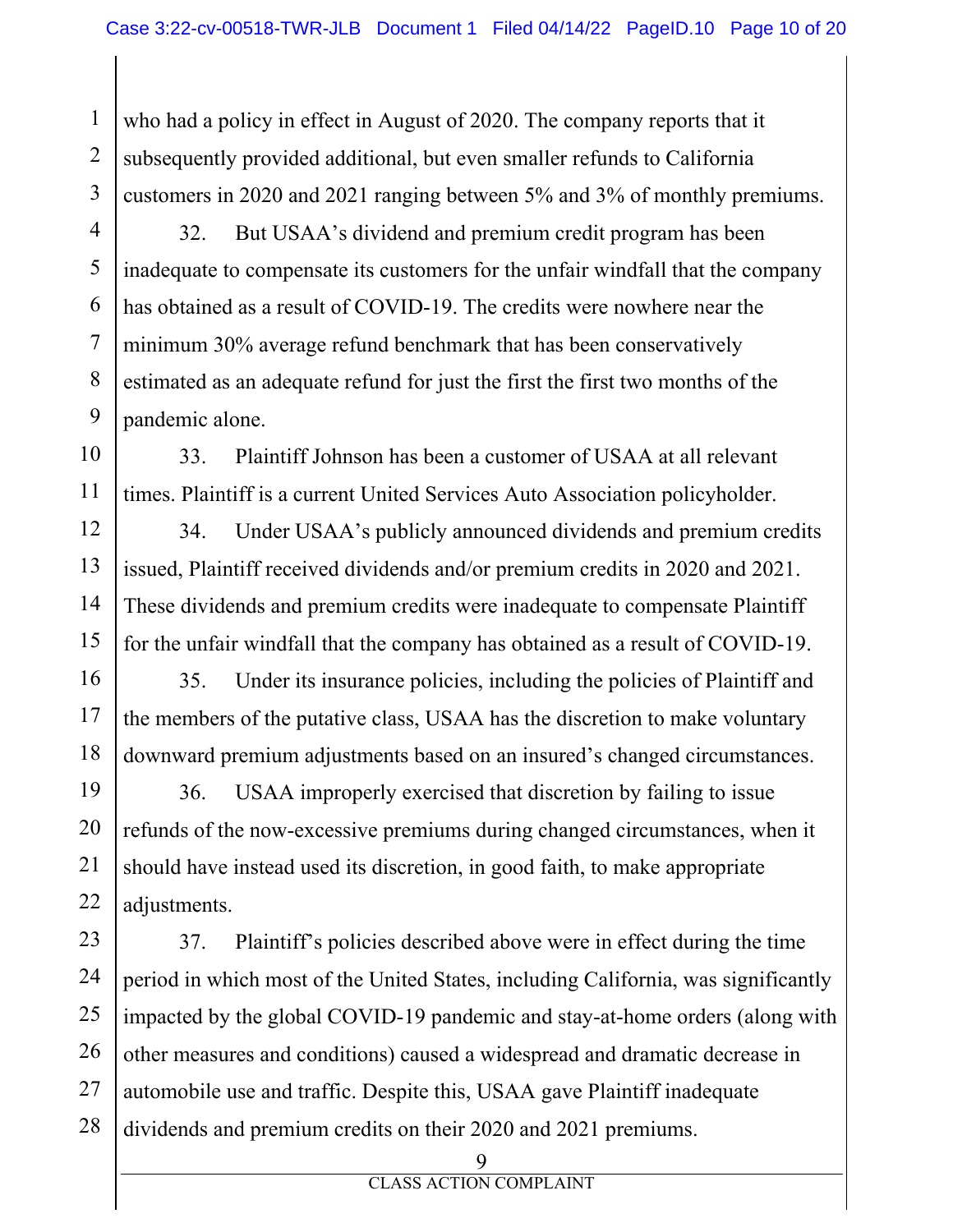who had a policy in effect in August of 2020. The company reports that it subsequently provided additional, but even smaller refunds to California customers in 2020 and 2021 ranging between 5% and 3% of monthly premiums.

32. But USAA's dividend and premium credit program has been inadequate to compensate its customers for the unfair windfall that the company has obtained as a result of COVID-19. The credits were nowhere near the minimum 30% average refund benchmark that has been conservatively estimated as an adequate refund for just the first the first two months of the pandemic alone.

33. Plaintiff Johnson has been a customer of USAA at all relevant times. Plaintiff is a current United Services Auto Association policyholder.

34. Under USAA's publicly announced dividends and premium credits issued, Plaintiff received dividends and/or premium credits in 2020 and 2021. These dividends and premium credits were inadequate to compensate Plaintiff for the unfair windfall that the company has obtained as a result of COVID-19.

35. Under its insurance policies, including the policies of Plaintiff and the members of the putative class, USAA has the discretion to make voluntary downward premium adjustments based on an insured's changed circumstances.

36. USAA improperly exercised that discretion by failing to issue refunds of the now-excessive premiums during changed circumstances, when it should have instead used its discretion, in good faith, to make appropriate adjustments.

37. Plaintiff's policies described above were in effect during the time period in which most of the United States, including California, was significantly impacted by the global COVID-19 pandemic and stay-at-home orders (along with other measures and conditions) caused a widespread and dramatic decrease in automobile use and traffic. Despite this, USAA gave Plaintiff inadequate dividends and premium credits on their 2020 and 2021 premiums.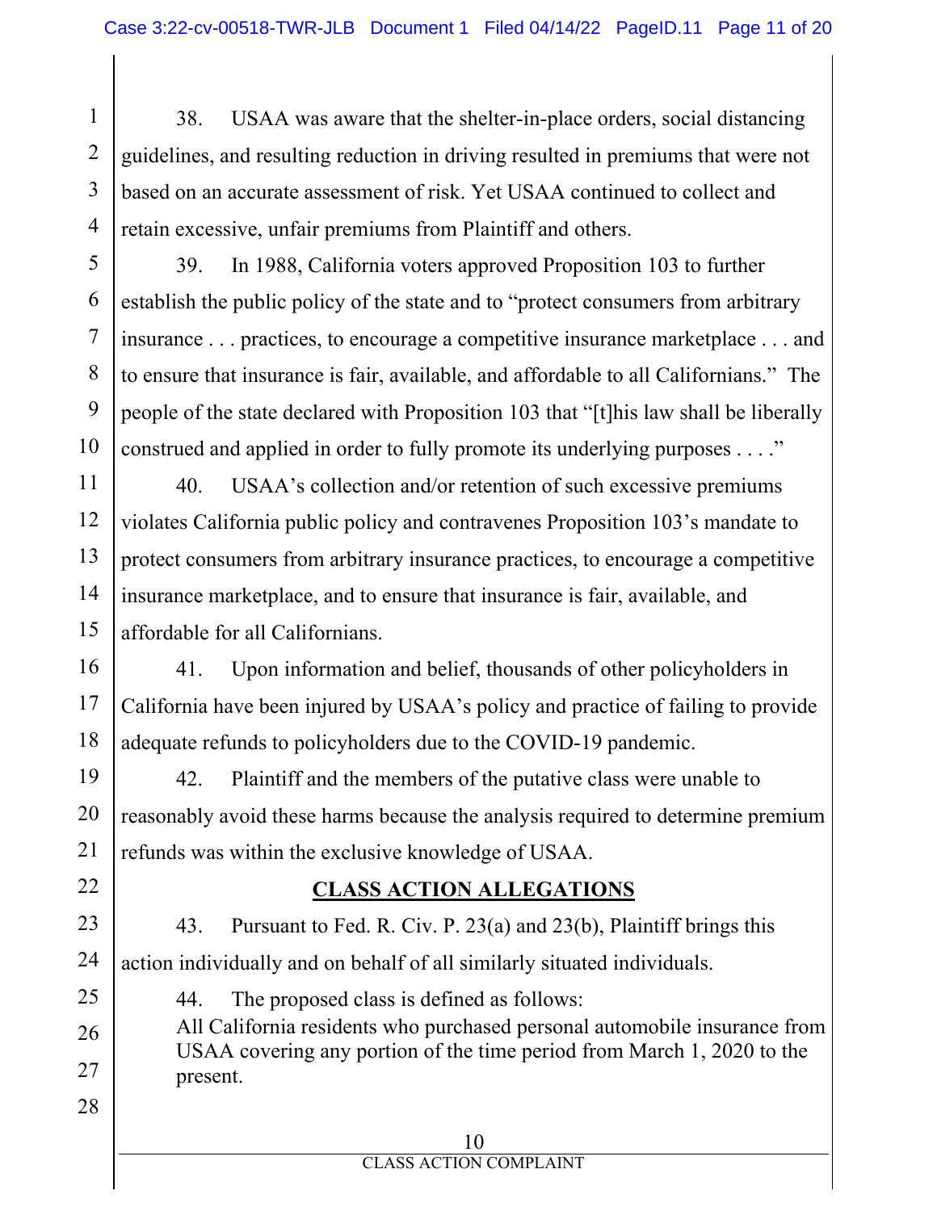38. USAA was aware that the shelter-in-place orders, social distancing guidelines, and resulting reduction in driving resulted in premiums that were not based on an accurate assessment of risk. Yet USAA continued to collect and retain excessive, unfair premiums from Plaintiff and others.

39. In 1988, California voters approved Proposition 103 to further establish the public policy of the state and to "protect consumers from arbitrary insurance . . . practices, to encourage a competitive insurance marketplace . . . and to ensure that insurance is fair, available, and affordable to all Californians." The people of the state declared with Proposition 103 that "[t]his law shall be liberally construed and applied in order to fully promote its underlying purposes . . . ."

40. USAA's collection and/or retention of such excessive premiums violates California public policy and contravenes Proposition 103's mandate to protect consumers from arbitrary insurance practices, to encourage a competitive insurance marketplace, and to ensure that insurance is fair, available, and affordable for all Californians.

41. Upon information and belief, thousands of other policyholders in California have been injured by USAA's policy and practice of failing to provide adequate refunds to policyholders due to the COVID-19 pandemic.

42. Plaintiff and the members of the putative class were unable to reasonably avoid these harms because the analysis required to determine premium refunds was within the exclusive knowledge of USAA.

## CLASS ACTION ALLEGATIONS

43. Pursuant to Fed. R. Civ. P. 23(a) and 23(b), Plaintiff brings this action individually and on behalf of all similarly situated individuals.

44. The proposed class is defined as follows:

> All California residents who purchased personal automobile insurance from USAA covering any portion of the time period from March 1, 2020 to the present.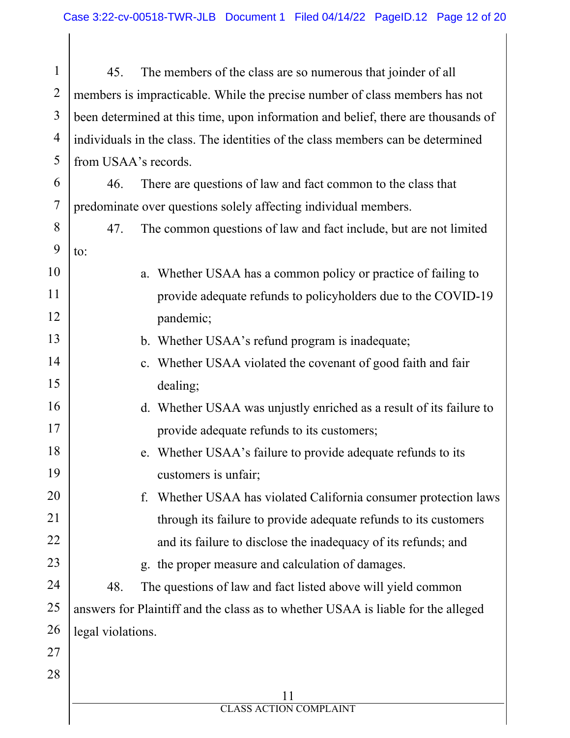45. The members of the class are so numerous that joinder of all members is impracticable. While the precise number of class members has not been determined at this time, upon information and belief, there are thousands of individuals in the class. The identities of the class members can be determined from USAA's records.

46. There are questions of law and fact common to the class that predominate over questions solely affecting individual members.

47. The common questions of law and fact include, but are not limited to:

a. Whether USAA has a common policy or practice of failing to provide adequate refunds to policyholders due to the COVID-19 pandemic;

b. Whether USAA's refund program is inadequate;

c. Whether USAA violated the covenant of good faith and fair dealing;

d. Whether USAA was unjustly enriched as a result of its failure to provide adequate refunds to its customers;

e. Whether USAA's failure to provide adequate refunds to its customers is unfair;

f. Whether USAA has violated California consumer protection laws through its failure to provide adequate refunds to its customers and its failure to disclose the inadequacy of its refunds; and

g. the proper measure and calculation of damages.

48. The questions of law and fact listed above will yield common answers for Plaintiff and the class as to whether USAA is liable for the alleged legal violations.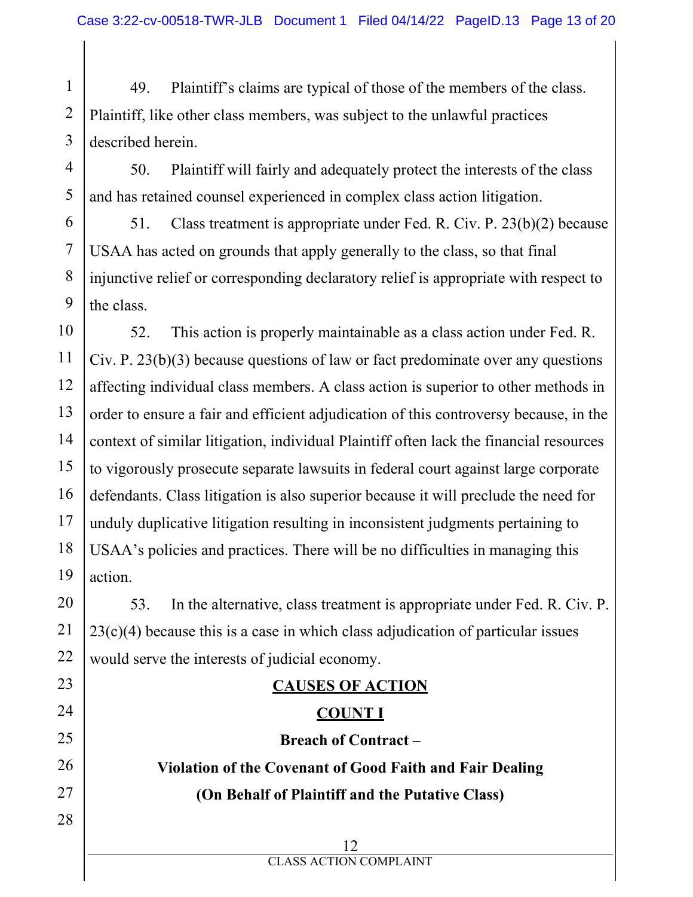49. Plaintiff's claims are typical of those of the members of the class. Plaintiff, like other class members, was subject to the unlawful practices described herein.

50. Plaintiff will fairly and adequately protect the interests of the class and has retained counsel experienced in complex class action litigation.

51. Class treatment is appropriate under Fed. R. Civ. P. 23(b)(2) because USAA has acted on grounds that apply generally to the class, so that final injunctive relief or corresponding declaratory relief is appropriate with respect to the class.

52. This action is properly maintainable as a class action under Fed. R. Civ. P. 23(b)(3) because questions of law or fact predominate over any questions affecting individual class members. A class action is superior to other methods in order to ensure a fair and efficient adjudication of this controversy because, in the context of similar litigation, individual Plaintiff often lack the financial resources to vigorously prosecute separate lawsuits in federal court against large corporate defendants. Class litigation is also superior because it will preclude the need for unduly duplicative litigation resulting in inconsistent judgments pertaining to USAA's policies and practices. There will be no difficulties in managing this action.

53. In the alternative, class treatment is appropriate under Fed. R. Civ. P. 23(c)(4) because this is a case in which class adjudication of particular issues would serve the interests of judicial economy.

## CAUSES OF ACTION

## COUNT I

### Breach of Contract – Violation of the Covenant of Good Faith and Fair Dealing (On Behalf of Plaintiff and the Putative Class)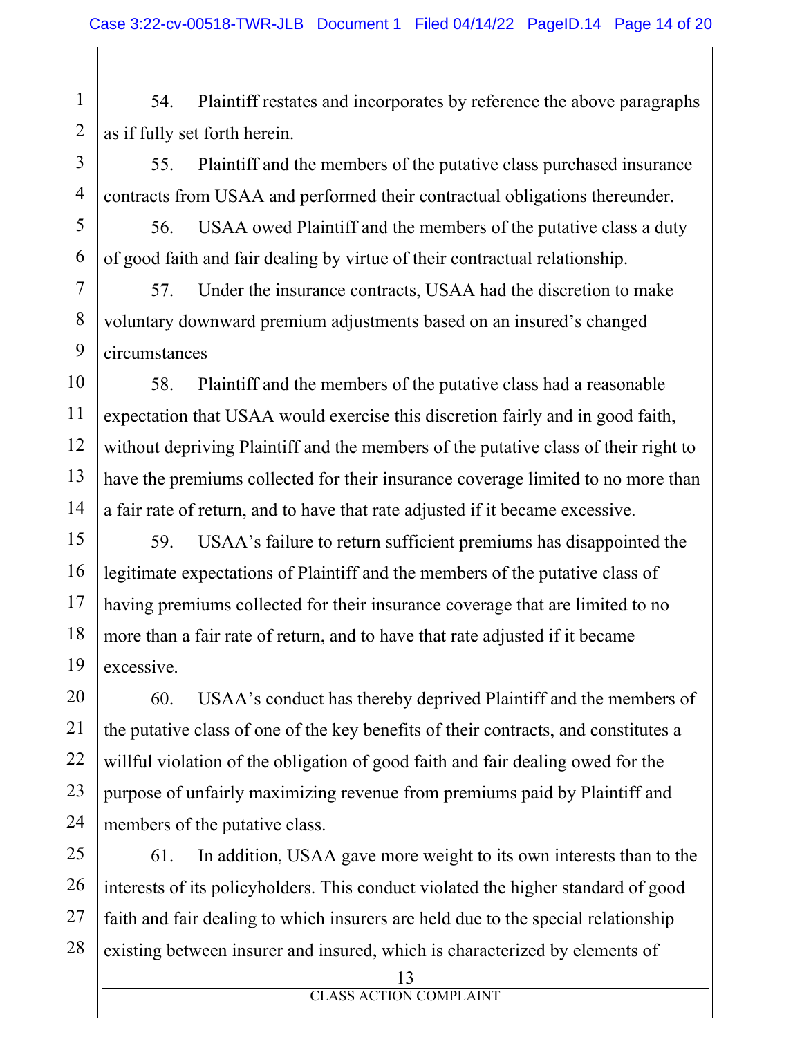54. Plaintiff restates and incorporates by reference the above paragraphs as if fully set forth herein.

55. Plaintiff and the members of the putative class purchased insurance contracts from USAA and performed their contractual obligations thereunder.

56. USAA owed Plaintiff and the members of the putative class a duty of good faith and fair dealing by virtue of their contractual relationship.

57. Under the insurance contracts, USAA had the discretion to make voluntary downward premium adjustments based on an insured's changed circumstances

58. Plaintiff and the members of the putative class had a reasonable expectation that USAA would exercise this discretion fairly and in good faith, without depriving Plaintiff and the members of the putative class of their right to have the premiums collected for their insurance coverage limited to no more than a fair rate of return, and to have that rate adjusted if it became excessive.

59. USAA's failure to return sufficient premiums has disappointed the legitimate expectations of Plaintiff and the members of the putative class of having premiums collected for their insurance coverage that are limited to no more than a fair rate of return, and to have that rate adjusted if it became excessive.

60. USAA's conduct has thereby deprived Plaintiff and the members of the putative class of one of the key benefits of their contracts, and constitutes a willful violation of the obligation of good faith and fair dealing owed for the purpose of unfairly maximizing revenue from premiums paid by Plaintiff and members of the putative class.

61. In addition, USAA gave more weight to its own interests than to the interests of its policyholders. This conduct violated the higher standard of good faith and fair dealing to which insurers are held due to the special relationship existing between insurer and insured, which is characterized by elements of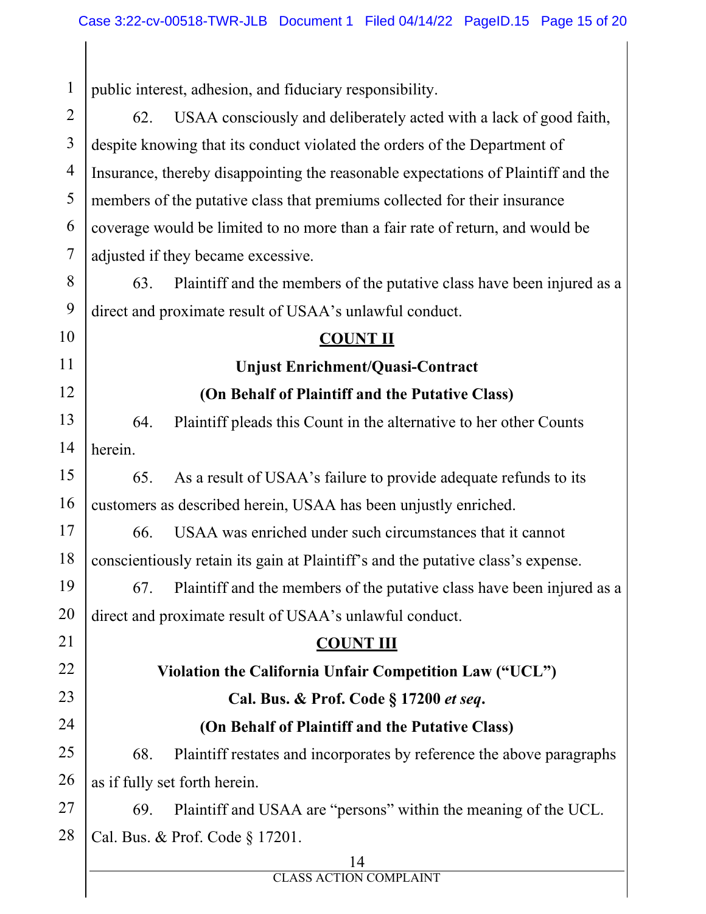public interest, adhesion, and fiduciary responsibility.

62. USAA consciously and deliberately acted with a lack of good faith, despite knowing that its conduct violated the orders of the Department of Insurance, thereby disappointing the reasonable expectations of Plaintiff and the members of the putative class that premiums collected for their insurance coverage would be limited to no more than a fair rate of return, and would be adjusted if they became excessive.

63. Plaintiff and the members of the putative class have been injured as a direct and proximate result of USAA's unlawful conduct.

## COUNT II

### Unjust Enrichment/Quasi-Contract

### (On Behalf of Plaintiff and the Putative Class)

64. Plaintiff pleads this Count in the alternative to her other Counts herein.

65. As a result of USAA's failure to provide adequate refunds to its customers as described herein, USAA has been unjustly enriched.

66. USAA was enriched under such circumstances that it cannot conscientiously retain its gain at Plaintiff's and the putative class's expense.

67. Plaintiff and the members of the putative class have been injured as a direct and proximate result of USAA's unlawful conduct.

## COUNT III

### Violation the California Unfair Competition Law ("UCL")

### Cal. Bus. & Prof. Code § 17200 *et seq*.

### (On Behalf of Plaintiff and the Putative Class)

68. Plaintiff restates and incorporates by reference the above paragraphs as if fully set forth herein.

69. Plaintiff and USAA are "persons" within the meaning of the UCL. Cal. Bus. & Prof. Code § 17201.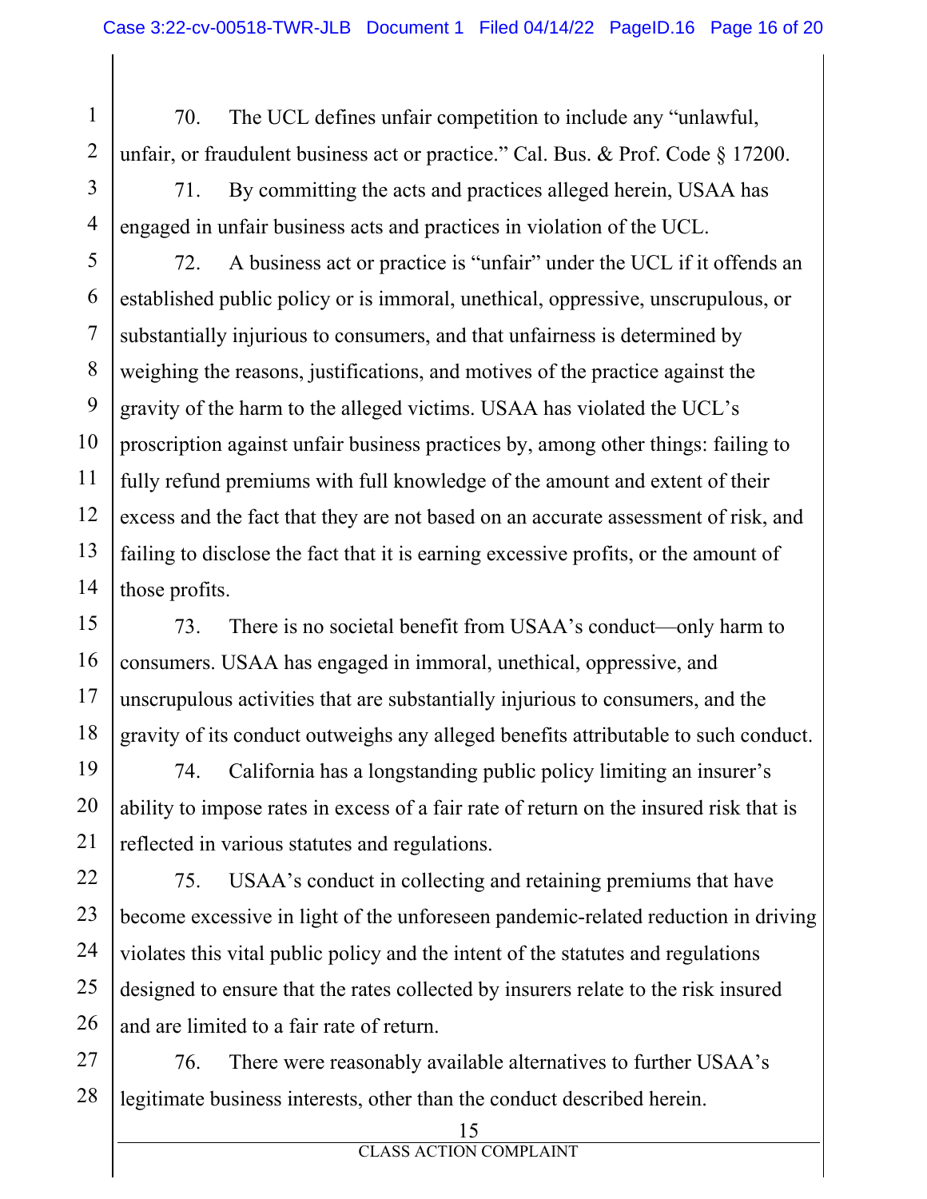70. The UCL defines unfair competition to include any "unlawful, unfair, or fraudulent business act or practice." Cal. Bus. & Prof. Code § 17200.

71. By committing the acts and practices alleged herein, USAA has engaged in unfair business acts and practices in violation of the UCL.

72. A business act or practice is "unfair" under the UCL if it offends an established public policy or is immoral, unethical, oppressive, unscrupulous, or substantially injurious to consumers, and that unfairness is determined by weighing the reasons, justifications, and motives of the practice against the gravity of the harm to the alleged victims. USAA has violated the UCL's proscription against unfair business practices by, among other things: failing to fully refund premiums with full knowledge of the amount and extent of their excess and the fact that they are not based on an accurate assessment of risk, and failing to disclose the fact that it is earning excessive profits, or the amount of those profits.

73. There is no societal benefit from USAA's conduct—only harm to consumers. USAA has engaged in immoral, unethical, oppressive, and unscrupulous activities that are substantially injurious to consumers, and the gravity of its conduct outweighs any alleged benefits attributable to such conduct.

74. California has a longstanding public policy limiting an insurer's ability to impose rates in excess of a fair rate of return on the insured risk that is reflected in various statutes and regulations.

75. USAA's conduct in collecting and retaining premiums that have become excessive in light of the unforeseen pandemic-related reduction in driving violates this vital public policy and the intent of the statutes and regulations designed to ensure that the rates collected by insurers relate to the risk insured and are limited to a fair rate of return.

76. There were reasonably available alternatives to further USAA's legitimate business interests, other than the conduct described herein.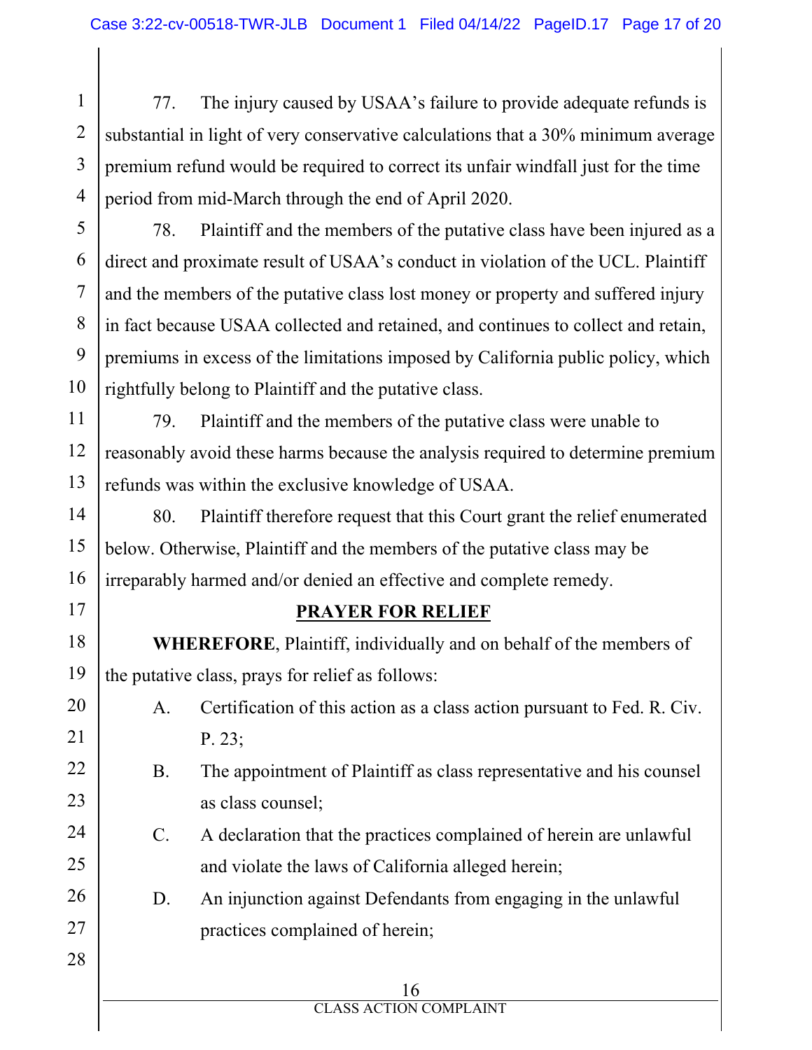77. The injury caused by USAA's failure to provide adequate refunds is substantial in light of very conservative calculations that a 30% minimum average premium refund would be required to correct its unfair windfall just for the time period from mid-March through the end of April 2020.

78. Plaintiff and the members of the putative class have been injured as a direct and proximate result of USAA's conduct in violation of the UCL. Plaintiff and the members of the putative class lost money or property and suffered injury in fact because USAA collected and retained, and continues to collect and retain, premiums in excess of the limitations imposed by California public policy, which rightfully belong to Plaintiff and the putative class.

79. Plaintiff and the members of the putative class were unable to reasonably avoid these harms because the analysis required to determine premium refunds was within the exclusive knowledge of USAA.

80. Plaintiff therefore request that this Court grant the relief enumerated below. Otherwise, Plaintiff and the members of the putative class may be irreparably harmed and/or denied an effective and complete remedy.

## PRAYER FOR RELIEF

**WHEREFORE**, Plaintiff, individually and on behalf of the members of the putative class, prays for relief as follows:

A. Certification of this action as a class action pursuant to Fed. R. Civ. P. 23;

B. The appointment of Plaintiff as class representative and his counsel as class counsel;

C. A declaration that the practices complained of herein are unlawful and violate the laws of California alleged herein;

D. An injunction against Defendants from engaging in the unlawful practices complained of herein;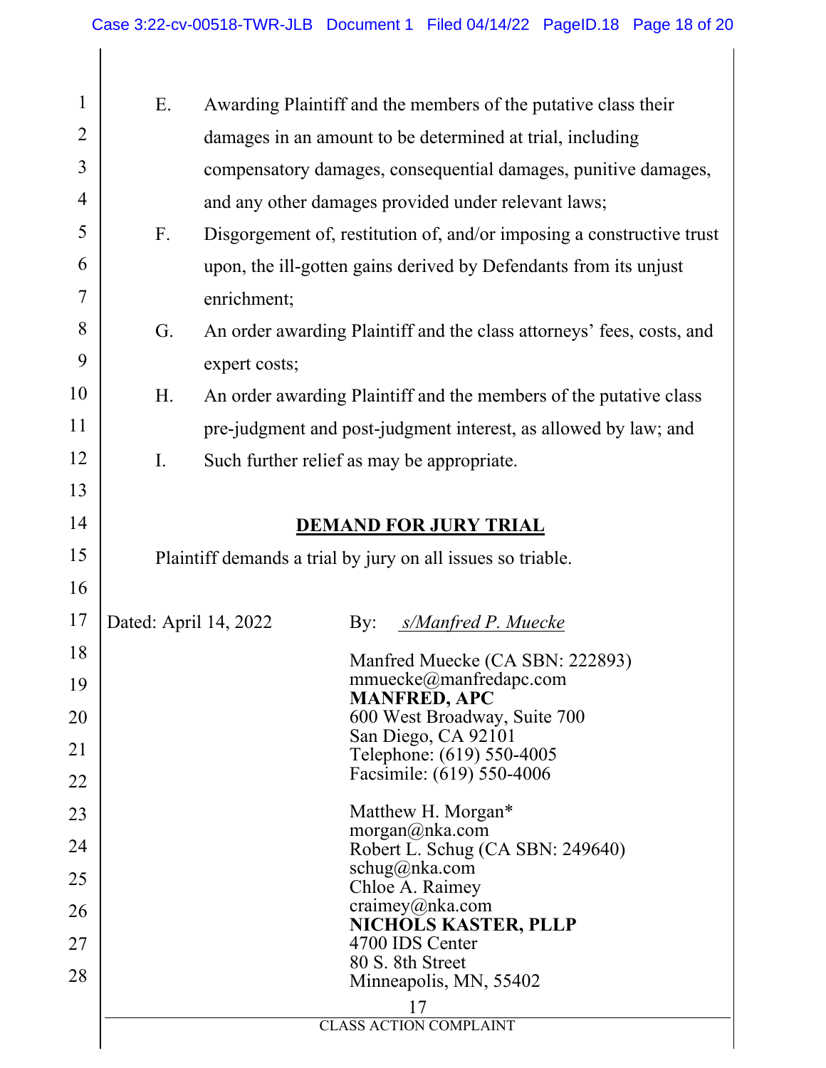E. Awarding Plaintiff and the members of the putative class their damages in an amount to be determined at trial, including compensatory damages, consequential damages, punitive damages, and any other damages provided under relevant laws;

F. Disgorgement of, restitution of, and/or imposing a constructive trust upon, the ill-gotten gains derived by Defendants from its unjust enrichment;

G. An order awarding Plaintiff and the class attorneys' fees, costs, and expert costs;

H. An order awarding Plaintiff and the members of the putative class pre-judgment and post-judgment interest, as allowed by law; and

I. Such further relief as may be appropriate.

## DEMAND FOR JURY TRIAL

Plaintiff demands a trial by jury on all issues so triable.

Dated: April 14, 2022

By: s/Manfred P. Muecke

Manfred Muecke (CA SBN: 222893)
mmuecke@manfredapc.com
**MANFRED, APC**
600 West Broadway, Suite 700
San Diego, CA 92101
Telephone: (619) 550-4005
Facsimile: (619) 550-4006

Matthew H. Morgan*
morgan@nka.com
Robert L. Schug (CA SBN: 249640)
schug@nka.com
Chloe A. Raimey
craimey@nka.com
**NICHOLS KASTER, PLLP**
4700 IDS Center
80 S. 8th Street
Minneapolis, MN, 55402

CLASS ACTION COMPLAINT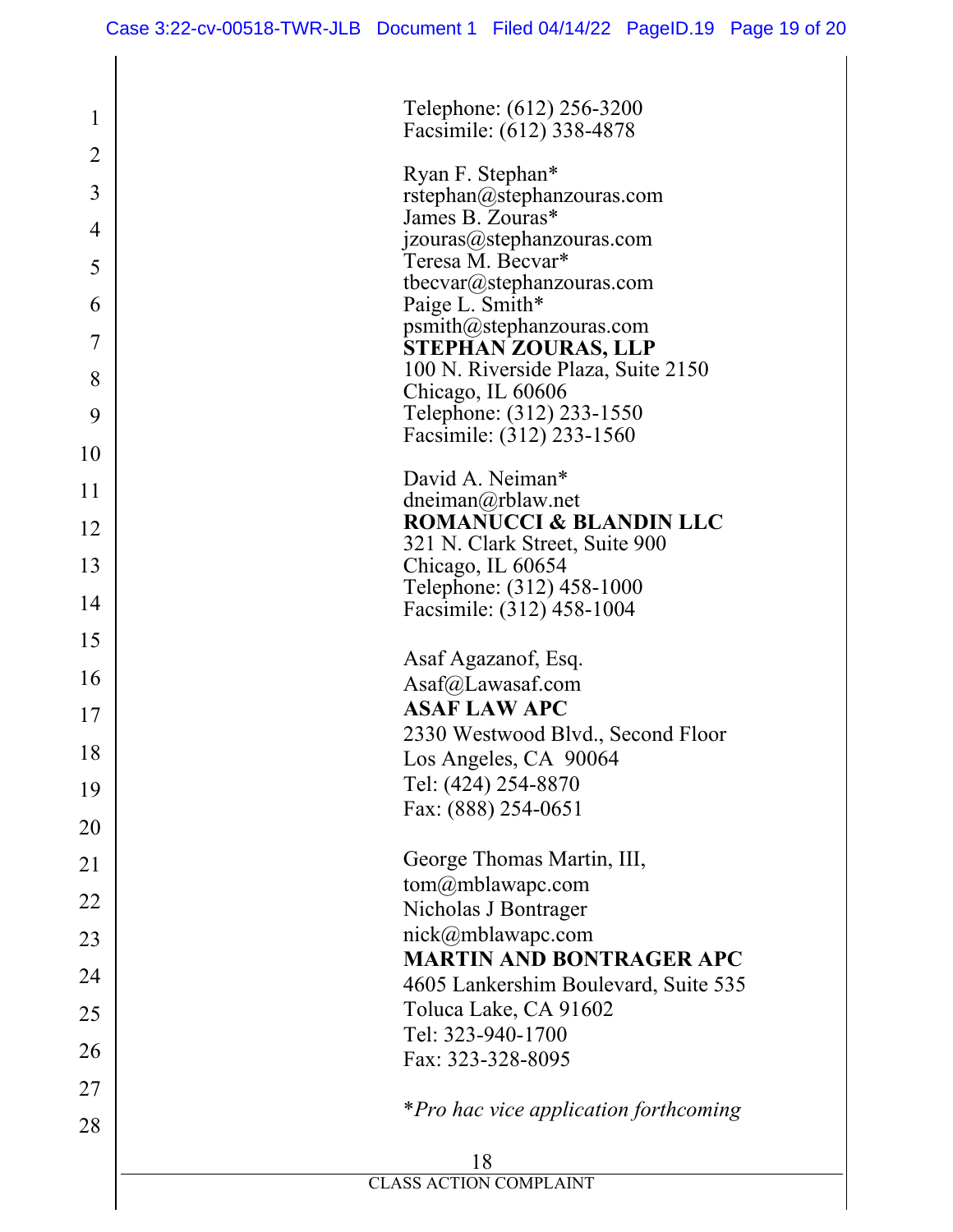Telephone: (612) 256-3200
Facsimile: (612) 338-4878

Ryan F. Stephan*
rstephan@stephanzouras.com
James B. Zouras*
jzouras@stephanzouras.com
Teresa M. Becvar*
tbecvar@stephanzouras.com
Paige L. Smith*
psmith@stephanzouras.com
**STEPHAN ZOURAS, LLP**
100 N. Riverside Plaza, Suite 2150
Chicago, IL 60606
Telephone: (312) 233-1550
Facsimile: (312) 233-1560

David A. Neiman*
dneiman@rblaw.net
**ROMANUCCI & BLANDIN LLC**
321 N. Clark Street, Suite 900
Chicago, IL 60654
Telephone: (312) 458-1000
Facsimile: (312) 458-1004

Asaf Agazanof, Esq.
Asaf@Lawasaf.com
**ASAF LAW APC**
2330 Westwood Blvd., Second Floor
Los Angeles, CA 90064
Tel: (424) 254-8870
Fax: (888) 254-0651

George Thomas Martin, III,
tom@mblawapc.com
Nicholas J Bontrager
nick@mblawapc.com
**MARTIN AND BONTRAGER APC**
4605 Lankershim Boulevard, Suite 535
Toluca Lake, CA 91602
Tel: 323-940-1700
Fax: 323-328-8095

**Pro hac vice application forthcoming*

CLASS ACTION COMPLAINT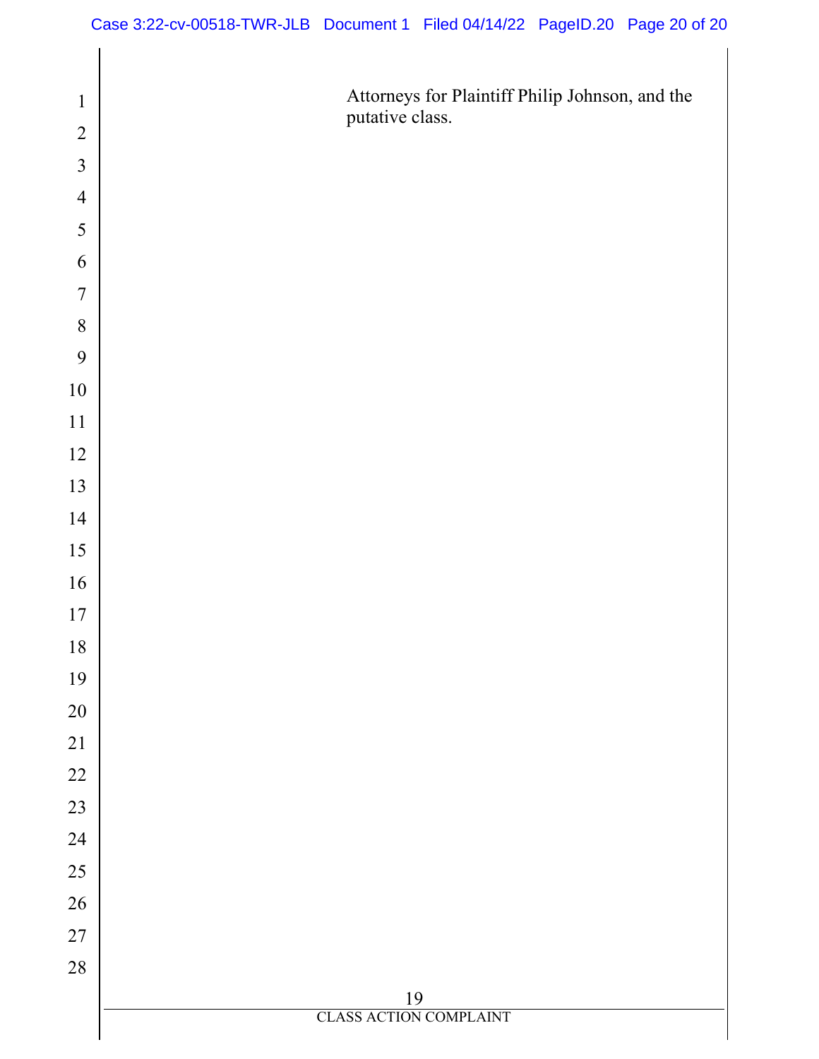Attorneys for Plaintiff Philip Johnson, and the putative class.